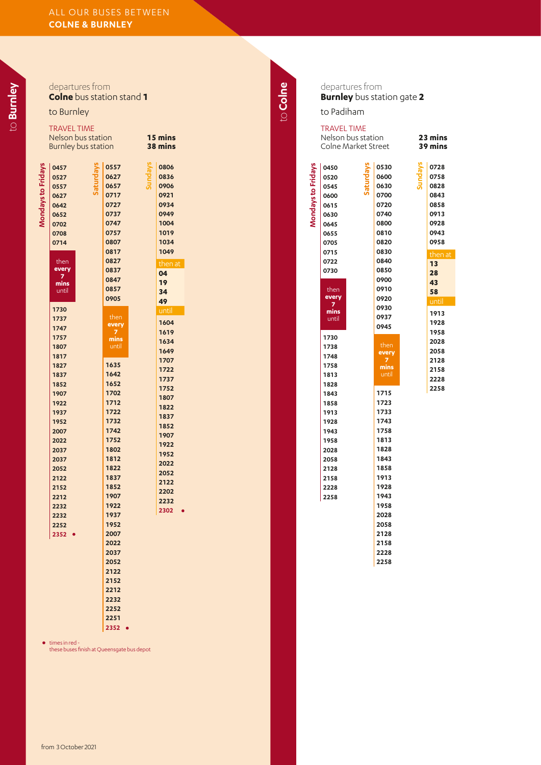ALL OUR BUSES BETWEEN
**COLNE & BURNLEY**

# to Burnley

departures from
**Colne** bus station stand **1**
to Burnley

TRAVEL TIME

| | |
|---|---|
| Nelson bus station | **15 mins** |
| Burnley bus station | **38 mins** |

**Mondays to Fridays**

0457, 0527, 0557, 0627, 0642, 0652, 0702, 0708, 0714

then every 7 mins until

1730, 1737, 1747, 1757, 1807, 1817, 1827, 1837, 1852, 1907, 1922, 1937, 1952, 2007, 2022, 2037, 2037, 2052, 2122, 2152, 2212, 2232, 2232, 2252, 2352 ●

**Saturdays**

0557, 0627, 0657, 0717, 0727, 0737, 0747, 0757, 0807, 0817, 0827, 0837, 0847, 0857, 0905

then every 7 mins until

1635, 1642, 1652, 1702, 1712, 1722, 1732, 1742, 1752, 1802, 1812, 1822, 1837, 1852, 1907, 1922, 1937, 1952, 2007, 2022, 2037, 2052, 2122, 2152, 2212, 2232, 2252, 2251, 2352 ●

**Sundays**

0806, 0836, 0906, 0921, 0934, 0949, 1004, 1019, 1034, 1049

then at 04, 19, 34, 49 until

1604, 1619, 1634, 1649, 1707, 1722, 1737, 1752, 1807, 1822, 1837, 1852, 1907, 1922, 1952, 2022, 2052, 2122, 2202, 2232, 2302 ●

● times in red - these buses finish at Queensgate bus depot

from 3 October 2021

# to Colne

departures from
**Burnley** bus station gate **2**
to Padiham

TRAVEL TIME

| | |
|---|---|
| Nelson bus station | **23 mins** |
| Colne Market Street | **39 mins** |

**Mondays to Fridays**

0450, 0520, 0545, 0600, 0615, 0630, 0645, 0655, 0705, 0715, 0722, 0730

then every 7 mins until

1730, 1738, 1748, 1758, 1813, 1828, 1843, 1858, 1913, 1928, 1943, 1958, 2028, 2058, 2128, 2158, 2228, 2258

**Saturdays**

0530, 0600, 0630, 0700, 0720, 0740, 0800, 0810, 0820, 0830, 0840, 0850, 0900, 0910, 0920, 0930, 0937, 0945

then every 7 mins until

1715, 1723, 1733, 1743, 1758, 1813, 1828, 1843, 1858, 1913, 1928, 1943, 1958, 2028, 2058, 2128, 2158, 2228, 2258

**Sundays**

0728, 0758, 0828, 0843, 0858, 0913, 0928, 0943, 0958

then at 13, 28, 43, 58 until

1913, 1928, 1958, 2028, 2058, 2128, 2158, 2228, 2258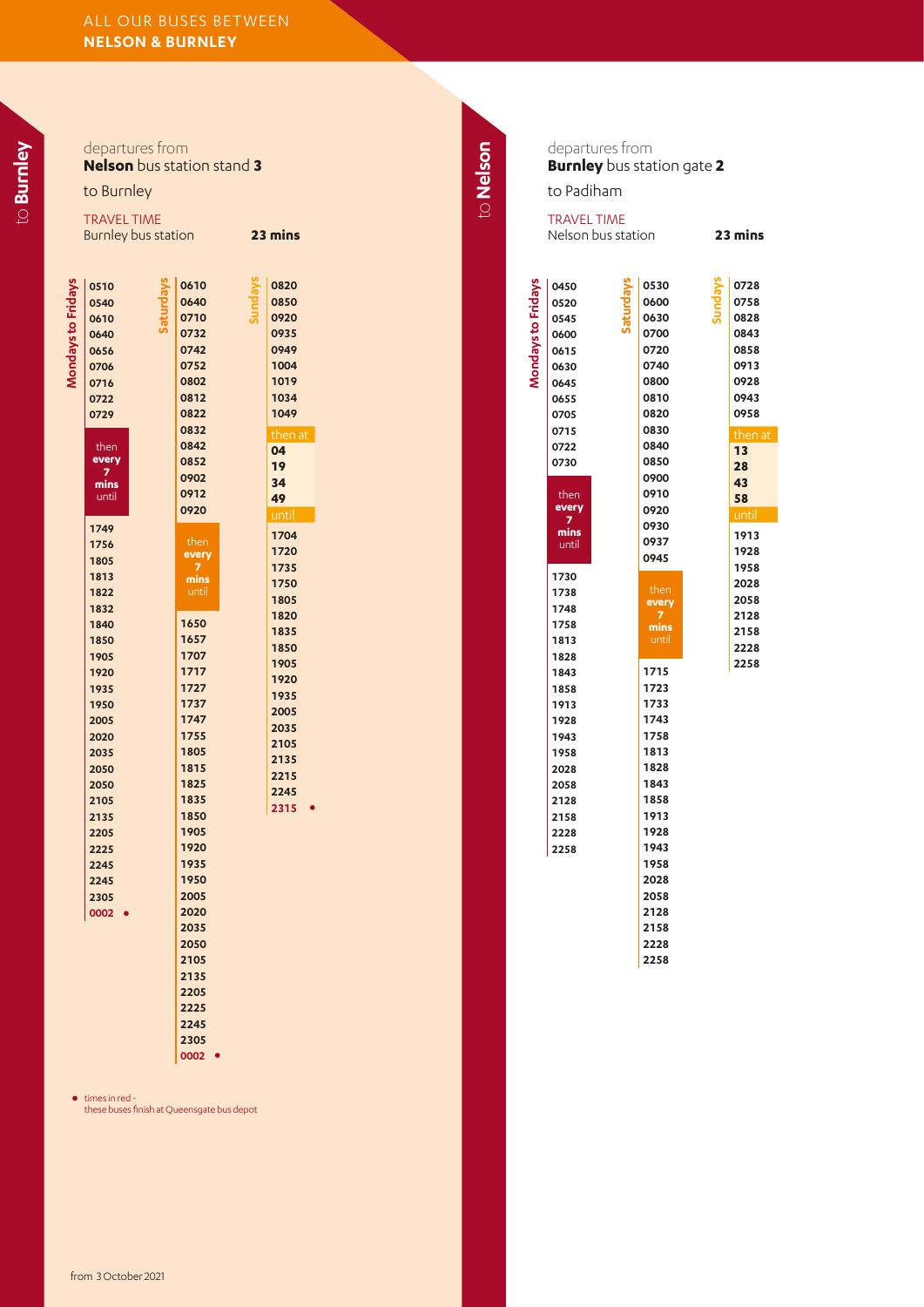ALL OUR BUSES BETWEEN
**NELSON & BURNLEY**

## to Burnley

departures from
**Nelson** bus station stand **3**
to Burnley

TRAVEL TIME
Burnley bus station **23 mins**

| Mondays to Fridays | Saturdays | Sundays |
|---|---|---|
| 0510 | 0610 | 0820 |
| 0540 | 0640 | 0850 |
| 0610 | 0710 | 0920 |
| 0640 | 0732 | 0935 |
| 0656 | 0742 | 0949 |
| 0706 | 0752 | 1004 |
| 0716 | 0802 | 1019 |
| 0722 | 0812 | 1034 |
| 0729 | 0822 | 1049 |
| then every 7 mins until | 0832 | then at |
| 1749 | 0842 | 04 |
| 1756 | 0852 | 19 |
| 1805 | 0902 | 34 |
| 1813 | 0912 | 49 |
| 1822 | 0920 | until |
| 1832 | then every 7 mins until | 1704 |
| 1840 | 1650 | 1720 |
| 1850 | 1657 | 1735 |
| 1905 | 1707 | 1750 |
| 1920 | 1717 | 1805 |
| 1935 | 1727 | 1820 |
| 1950 | 1737 | 1835 |
| 2005 | 1747 | 1850 |
| 2020 | 1755 | 1905 |
| 2035 | 1805 | 1920 |
| 2050 | 1815 | 1935 |
| 2050 | 1825 | 2005 |
| 2105 | 1835 | 2035 |
| 2135 | 1850 | 2105 |
| 2205 | 1905 | 2135 |
| 2225 | 1920 | 2215 |
| 2245 | 1935 | 2245 |
| 2245 | 1950 | 2315 • |
| 2305 | 2005 | |
| 0002 • | 2020 | |
| | 2035 | |
| | 2050 | |
| | 2105 | |
| | 2135 | |
| | 2205 | |
| | 2225 | |
| | 2245 | |
| | 2305 | |
| | 0002 • | |

• times in red - these buses finish at Queensgate bus depot

## to Nelson

departures from
**Burnley** bus station gate **2**
to Padiham

TRAVEL TIME
Nelson bus station **23 mins**

| Mondays to Fridays | Saturdays | Sundays |
|---|---|---|
| 0450 | 0530 | 0728 |
| 0520 | 0600 | 0758 |
| 0545 | 0630 | 0828 |
| 0600 | 0700 | 0843 |
| 0615 | 0720 | 0858 |
| 0630 | 0740 | 0913 |
| 0645 | 0800 | 0928 |
| 0655 | 0810 | 0943 |
| 0705 | 0820 | 0958 |
| 0715 | 0830 | then at |
| 0722 | 0840 | 13 |
| 0730 | 0850 | 28 |
| then every 7 mins until | 0900 | 43 |
| 1730 | 0910 | 58 |
| 1738 | 0920 | until |
| 1748 | 0930 | 1913 |
| 1758 | 0937 | 1928 |
| 1813 | 0945 | 1958 |
| 1828 | then every 7 mins until | 2028 |
| 1843 | 1715 | 2058 |
| 1858 | 1723 | 2128 |
| 1913 | 1733 | 2158 |
| 1928 | 1743 | 2228 |
| 1943 | 1758 | 2258 |
| 1958 | 1813 | |
| 2028 | 1828 | |
| 2058 | 1843 | |
| 2128 | 1858 | |
| 2158 | 1913 | |
| 2228 | 1928 | |
| 2258 | 1943 | |
| | 1958 | |
| | 2028 | |
| | 2058 | |
| | 2128 | |
| | 2158 | |
| | 2228 | |
| | 2258 | |

from 3 October 2021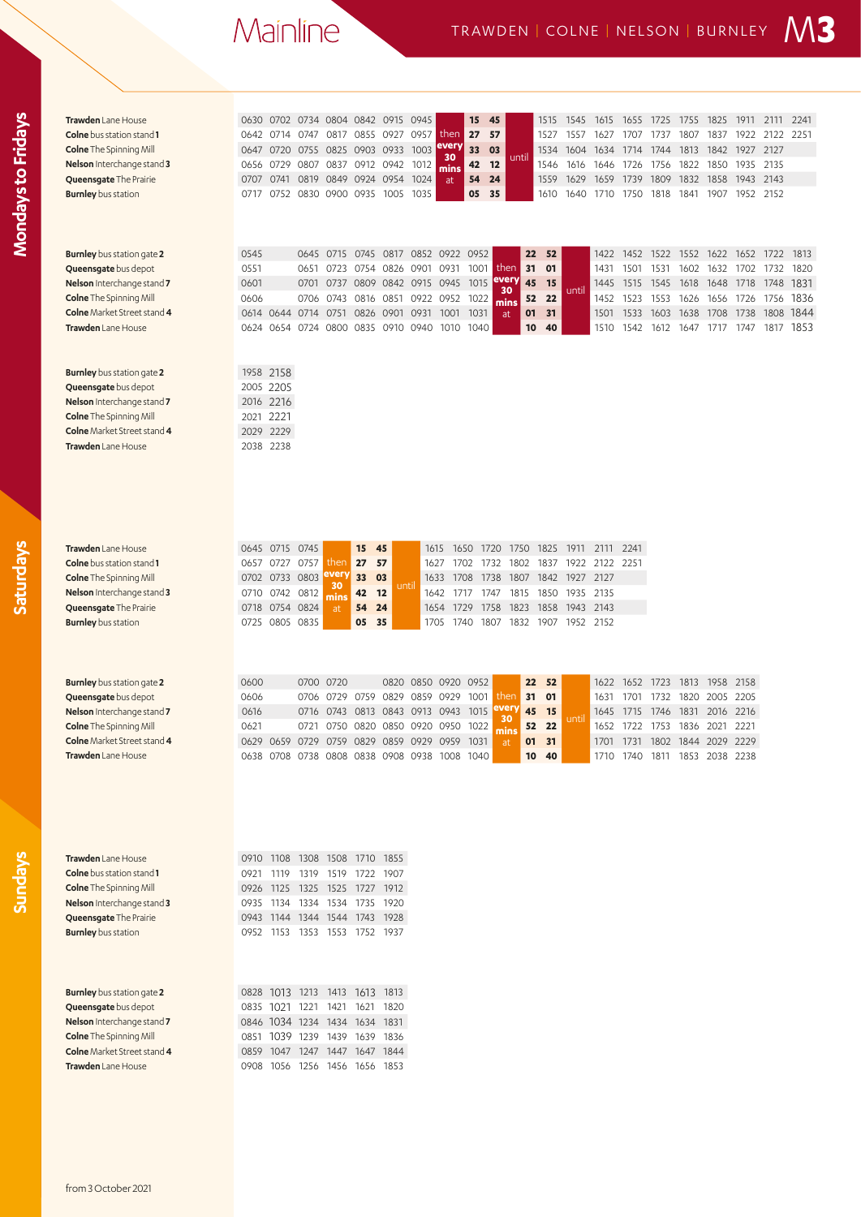# Mainline

## TRAWDEN | COLNE | NELSON | BURNLEY M3

## Mondays to Fridays

| Stop | | | | | | | | | | | | | | | | | | | | | | | |
|---|---|---|---|---|---|---|---|---|---|---|---|---|---|---|---|---|---|---|---|---|---|---|---|
| **Trawden** Lane House | 0630 | 0702 | 0734 | 0804 | 0842 | 0915 | 0945 | then every 30 mins at | 15 | 45 | until | 1515 | 1545 | 1615 | 1655 | 1725 | 1755 | 1825 | 1911 | 2111 | 2241 |
| **Colne** bus station stand **1** | 0642 | 0714 | 0747 | 0817 | 0855 | 0927 | 0957 | | 27 | 57 | | 1527 | 1557 | 1627 | 1707 | 1737 | 1807 | 1837 | 1922 | 2122 | 2251 |
| **Colne** The Spinning Mill | 0647 | 0720 | 0755 | 0825 | 0903 | 0933 | 1003 | | 33 | 03 | | 1534 | 1604 | 1634 | 1714 | 1744 | 1813 | 1842 | 1927 | 2127 | |
| **Nelson** Interchange stand **3** | 0656 | 0729 | 0807 | 0837 | 0912 | 0942 | 1012 | | 42 | 12 | | 1546 | 1616 | 1646 | 1726 | 1756 | 1822 | 1850 | 1935 | 2135 | |
| **Queensgate** The Prairie | 0707 | 0741 | 0819 | 0849 | 0924 | 0954 | 1024 | | 54 | 24 | | 1559 | 1629 | 1659 | 1739 | 1809 | 1832 | 1858 | 1943 | 2143 | |
| **Burnley** bus station | 0717 | 0752 | 0830 | 0900 | 0935 | 1005 | 1035 | | 05 | 35 | | 1610 | 1640 | 1710 | 1750 | 1818 | 1841 | 1907 | 1952 | 2152 | |

| Stop | | | | | | | | | | | | | | | | | | | | | | | | |
|---|---|---|---|---|---|---|---|---|---|---|---|---|---|---|---|---|---|---|---|---|---|---|---|---|
| **Burnley** bus station gate **2** | 0545 | | 0645 | 0715 | 0745 | 0817 | 0852 | 0922 | 0952 | then every 30 mins at | 22 | 52 | until | 1422 | 1452 | 1522 | 1552 | 1622 | 1652 | 1722 | 1813 | 1958 | 2158 |
| **Queensgate** bus depot | 0551 | | 0651 | 0723 | 0754 | 0826 | 0901 | 0931 | 1001 | | 31 | 01 | | 1431 | 1501 | 1531 | 1602 | 1632 | 1702 | 1732 | 1820 | 2005 | 2205 |
| **Nelson** Interchange stand **7** | 0601 | | 0701 | 0737 | 0809 | 0842 | 0915 | 0945 | 1015 | | 45 | 15 | | 1445 | 1515 | 1545 | 1618 | 1648 | 1718 | 1748 | 1831 | 2016 | 2216 |
| **Colne** The Spinning Mill | 0606 | | 0706 | 0743 | 0816 | 0851 | 0922 | 0952 | 1022 | | 52 | 22 | | 1452 | 1523 | 1553 | 1626 | 1656 | 1726 | 1756 | 1836 | 2021 | 2221 |
| **Colne** Market Street stand **4** | 0614 | 0644 | 0714 | 0751 | 0826 | 0901 | 0931 | 1001 | 1031 | | 01 | 31 | | 1501 | 1533 | 1603 | 1638 | 1708 | 1738 | 1808 | 1844 | 2029 | 2229 |
| **Trawden** Lane House | 0624 | 0654 | 0724 | 0800 | 0835 | 0910 | 0940 | 1010 | 1040 | | 10 | 40 | | 1510 | 1542 | 1612 | 1647 | 1717 | 1747 | 1817 | 1853 | 2038 | 2238 |

## Saturdays

| Stop | | | | | | | | | | | | | | | | |
|---|---|---|---|---|---|---|---|---|---|---|---|---|---|---|---|---|
| **Trawden** Lane House | 0645 | 0715 | 0745 | then every 30 mins at | 15 | 45 | until | 1615 | 1650 | 1720 | 1750 | 1825 | 1911 | 2111 | 2241 |
| **Colne** bus station stand **1** | 0657 | 0727 | 0757 | | 27 | 57 | | 1627 | 1702 | 1732 | 1802 | 1837 | 1922 | 2122 | 2251 |
| **Colne** The Spinning Mill | 0702 | 0733 | 0803 | | 33 | 03 | | 1633 | 1708 | 1738 | 1807 | 1842 | 1927 | 2127 | |
| **Nelson** Interchange stand **3** | 0710 | 0742 | 0812 | | 42 | 12 | | 1642 | 1717 | 1747 | 1815 | 1850 | 1935 | 2135 | |
| **Queensgate** The Prairie | 0718 | 0754 | 0824 | | 54 | 24 | | 1654 | 1729 | 1758 | 1823 | 1858 | 1943 | 2143 | |
| **Burnley** bus station | 0725 | 0805 | 0835 | | 05 | 35 | | 1705 | 1740 | 1807 | 1832 | 1907 | 1952 | 2152 | |

| Stop | | | | | | | | | | | | | | | | | | | |
|---|---|---|---|---|---|---|---|---|---|---|---|---|---|---|---|---|---|---|---|
| **Burnley** bus station gate **2** | 0600 | | 0700 | 0720 | | 0820 | 0850 | 0920 | 0952 | then every 30 mins at | 22 | 52 | until | 1622 | 1652 | 1723 | 1813 | 1958 | 2158 |
| **Queensgate** bus depot | 0606 | | 0706 | 0729 | 0759 | 0829 | 0859 | 0929 | 1001 | | 31 | 01 | | 1631 | 1701 | 1732 | 1820 | 2005 | 2205 |
| **Nelson** Interchange stand **7** | 0616 | | 0716 | 0743 | 0813 | 0843 | 0913 | 0943 | 1015 | | 45 | 15 | | 1645 | 1715 | 1746 | 1831 | 2016 | 2216 |
| **Colne** The Spinning Mill | 0621 | | 0721 | 0750 | 0820 | 0850 | 0920 | 0950 | 1022 | | 52 | 22 | | 1652 | 1722 | 1753 | 1836 | 2021 | 2221 |
| **Colne** Market Street stand **4** | 0629 | 0659 | 0729 | 0759 | 0829 | 0859 | 0929 | 0959 | 1031 | | 01 | 31 | | 1701 | 1731 | 1802 | 1844 | 2029 | 2229 |
| **Trawden** Lane House | 0638 | 0708 | 0738 | 0808 | 0838 | 0908 | 0938 | 1008 | 1040 | | 10 | 40 | | 1710 | 1740 | 1811 | 1853 | 2038 | 2238 |

## Sundays

| Stop | | | | | | |
|---|---|---|---|---|---|---|
| **Trawden** Lane House | 0910 | 1108 | 1308 | 1508 | 1710 | 1855 |
| **Colne** bus station stand **1** | 0921 | 1119 | 1319 | 1519 | 1722 | 1907 |
| **Colne** The Spinning Mill | 0926 | 1125 | 1325 | 1525 | 1727 | 1912 |
| **Nelson** Interchange stand **3** | 0935 | 1134 | 1334 | 1534 | 1735 | 1920 |
| **Queensgate** The Prairie | 0943 | 1144 | 1344 | 1544 | 1743 | 1928 |
| **Burnley** bus station | 0952 | 1153 | 1353 | 1553 | 1752 | 1937 |

| Stop | | | | | | |
|---|---|---|---|---|---|---|
| **Burnley** bus station gate **2** | 0828 | 1013 | 1213 | 1413 | 1613 | 1813 |
| **Queensgate** bus depot | 0835 | 1021 | 1221 | 1421 | 1621 | 1820 |
| **Nelson** Interchange stand **7** | 0846 | 1034 | 1234 | 1434 | 1634 | 1831 |
| **Colne** The Spinning Mill | 0851 | 1039 | 1239 | 1439 | 1639 | 1836 |
| **Colne** Market Street stand **4** | 0859 | 1047 | 1247 | 1447 | 1647 | 1844 |
| **Trawden** Lane House | 0908 | 1056 | 1256 | 1456 | 1656 | 1853 |

from 3 October 2021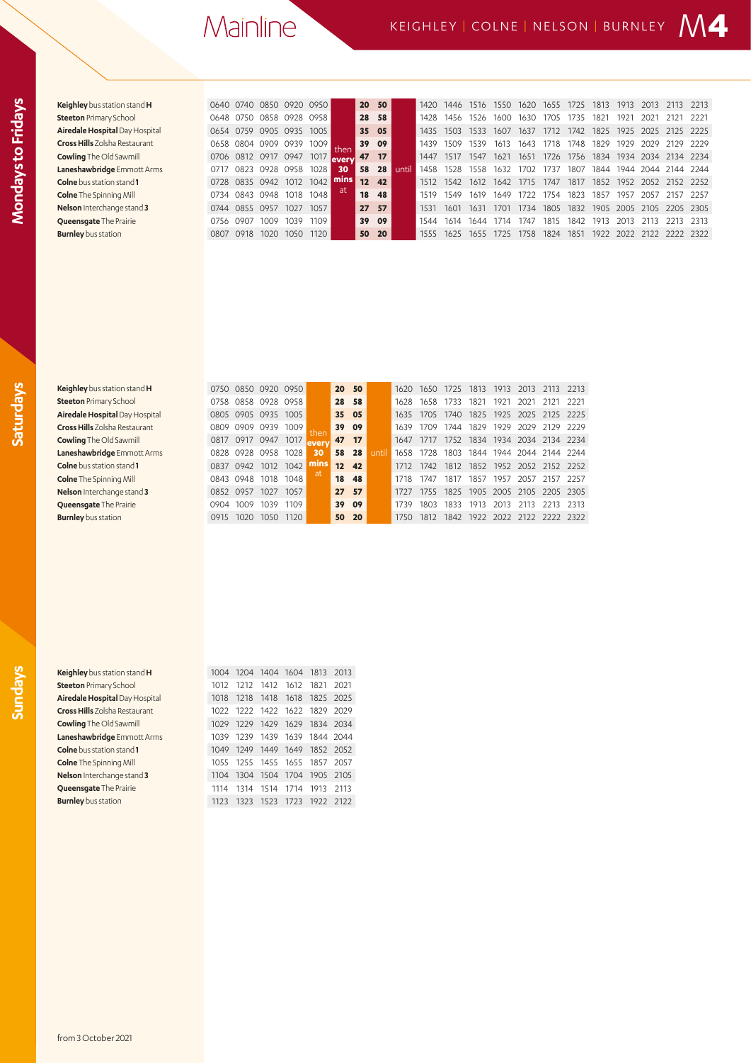# Mainline

## KEIGHLEY | COLNE | NELSON | BURNLEY M4

## Mondays to Fridays

| Stop | | | | | | | | | | | | | | | | | | | | | | | | |
|---|---|---|---|---|---|---|---|---|---|---|---|---|---|---|---|---|---|---|---|---|---|---|---|---|
| **Keighley** bus station stand **H** | 0640 | 0740 | 0850 | 0920 | 0950 | then every 30 mins at | 20 | 50 | until | 1420 | 1446 | 1516 | 1550 | 1620 | 1655 | 1725 | 1813 | 1913 | 2013 | 2113 | 2213 |
| **Steeton** Primary School | 0648 | 0750 | 0858 | 0928 | 0958 | | 28 | 58 | | 1428 | 1456 | 1526 | 1600 | 1630 | 1705 | 1735 | 1821 | 1921 | 2021 | 2121 | 2221 |
| **Airedale Hospital** Day Hospital | 0654 | 0759 | 0905 | 0935 | 1005 | | 35 | 05 | | 1435 | 1503 | 1533 | 1607 | 1637 | 1712 | 1742 | 1825 | 1925 | 2025 | 2125 | 2225 |
| **Cross Hills** Zolsha Restaurant | 0658 | 0804 | 0909 | 0939 | 1009 | | 39 | 09 | | 1439 | 1509 | 1539 | 1613 | 1643 | 1718 | 1748 | 1829 | 1929 | 2029 | 2129 | 2229 |
| **Cowling** The Old Sawmill | 0706 | 0812 | 0917 | 0947 | 1017 | | 47 | 17 | | 1447 | 1517 | 1547 | 1621 | 1651 | 1726 | 1756 | 1834 | 1934 | 2034 | 2134 | 2234 |
| **Laneshawbridge** Emmott Arms | 0717 | 0823 | 0928 | 0958 | 1028 | | 58 | 28 | | 1458 | 1528 | 1558 | 1632 | 1702 | 1737 | 1807 | 1844 | 1944 | 2044 | 2144 | 2244 |
| **Colne** bus station stand **1** | 0728 | 0835 | 0942 | 1012 | 1042 | | 12 | 42 | | 1512 | 1542 | 1612 | 1642 | 1715 | 1747 | 1817 | 1852 | 1952 | 2052 | 2152 | 2252 |
| **Colne** The Spinning Mill | 0734 | 0843 | 0948 | 1018 | 1048 | | 18 | 48 | | 1519 | 1549 | 1619 | 1649 | 1722 | 1754 | 1823 | 1857 | 1957 | 2057 | 2157 | 2257 |
| **Nelson** Interchange stand **3** | 0744 | 0855 | 0957 | 1027 | 1057 | | 27 | 57 | | 1531 | 1601 | 1631 | 1701 | 1734 | 1805 | 1832 | 1905 | 2005 | 2105 | 2205 | 2305 |
| **Queensgate** The Prairie | 0756 | 0907 | 1009 | 1039 | 1109 | | 39 | 09 | | 1544 | 1614 | 1644 | 1714 | 1747 | 1815 | 1842 | 1913 | 2013 | 2113 | 2213 | 2313 |
| **Burnley** bus station | 0807 | 0918 | 1020 | 1050 | 1120 | | 50 | 20 | | 1555 | 1625 | 1655 | 1725 | 1758 | 1824 | 1851 | 1922 | 2022 | 2122 | 2222 | 2322 |

## Saturdays

| Stop | | | | | | | | | | | | | | | | | |
|---|---|---|---|---|---|---|---|---|---|---|---|---|---|---|---|---|---|
| **Keighley** bus station stand **H** | 0750 | 0850 | 0920 | 0950 | then every 30 mins at | 20 | 50 | until | 1620 | 1650 | 1725 | 1813 | 1913 | 2013 | 2113 | 2213 |
| **Steeton** Primary School | 0758 | 0858 | 0928 | 0958 | | 28 | 58 | | 1628 | 1658 | 1733 | 1821 | 1921 | 2021 | 2121 | 2221 |
| **Airedale Hospital** Day Hospital | 0805 | 0905 | 0935 | 1005 | | 35 | 05 | | 1635 | 1705 | 1740 | 1825 | 1925 | 2025 | 2125 | 2225 |
| **Cross Hills** Zolsha Restaurant | 0809 | 0909 | 0939 | 1009 | | 39 | 09 | | 1639 | 1709 | 1744 | 1829 | 1929 | 2029 | 2129 | 2229 |
| **Cowling** The Old Sawmill | 0817 | 0917 | 0947 | 1017 | | 47 | 17 | | 1647 | 1717 | 1752 | 1834 | 1934 | 2034 | 2134 | 2234 |
| **Laneshawbridge** Emmott Arms | 0828 | 0928 | 0958 | 1028 | | 58 | 28 | | 1658 | 1728 | 1803 | 1844 | 1944 | 2044 | 2144 | 2244 |
| **Colne** bus station stand **1** | 0837 | 0942 | 1012 | 1042 | | 12 | 42 | | 1712 | 1742 | 1812 | 1852 | 1952 | 2052 | 2152 | 2252 |
| **Colne** The Spinning Mill | 0843 | 0948 | 1018 | 1048 | | 18 | 48 | | 1718 | 1747 | 1817 | 1857 | 1957 | 2057 | 2157 | 2257 |
| **Nelson** Interchange stand **3** | 0852 | 0957 | 1027 | 1057 | | 27 | 57 | | 1727 | 1755 | 1825 | 1905 | 2005 | 2105 | 2205 | 2305 |
| **Queensgate** The Prairie | 0904 | 1009 | 1039 | 1109 | | 39 | 09 | | 1739 | 1803 | 1833 | 1913 | 2013 | 2113 | 2213 | 2313 |
| **Burnley** bus station | 0915 | 1020 | 1050 | 1120 | | 50 | 20 | | 1750 | 1812 | 1842 | 1922 | 2022 | 2122 | 2222 | 2322 |

## Sundays

| Stop | | | | | | |
|---|---|---|---|---|---|---|
| **Keighley** bus station stand **H** | 1004 | 1204 | 1404 | 1604 | 1813 | 2013 |
| **Steeton** Primary School | 1012 | 1212 | 1412 | 1612 | 1821 | 2021 |
| **Airedale Hospital** Day Hospital | 1018 | 1218 | 1418 | 1618 | 1825 | 2025 |
| **Cross Hills** Zolsha Restaurant | 1022 | 1222 | 1422 | 1622 | 1829 | 2029 |
| **Cowling** The Old Sawmill | 1029 | 1229 | 1429 | 1629 | 1834 | 2034 |
| **Laneshawbridge** Emmott Arms | 1039 | 1239 | 1439 | 1639 | 1844 | 2044 |
| **Colne** bus station stand **1** | 1049 | 1249 | 1449 | 1649 | 1852 | 2052 |
| **Colne** The Spinning Mill | 1055 | 1255 | 1455 | 1655 | 1857 | 2057 |
| **Nelson** Interchange stand **3** | 1104 | 1304 | 1504 | 1704 | 1905 | 2105 |
| **Queensgate** The Prairie | 1114 | 1314 | 1514 | 1714 | 1913 | 2113 |
| **Burnley** bus station | 1123 | 1323 | 1523 | 1723 | 1922 | 2122 |

from 3 October 2021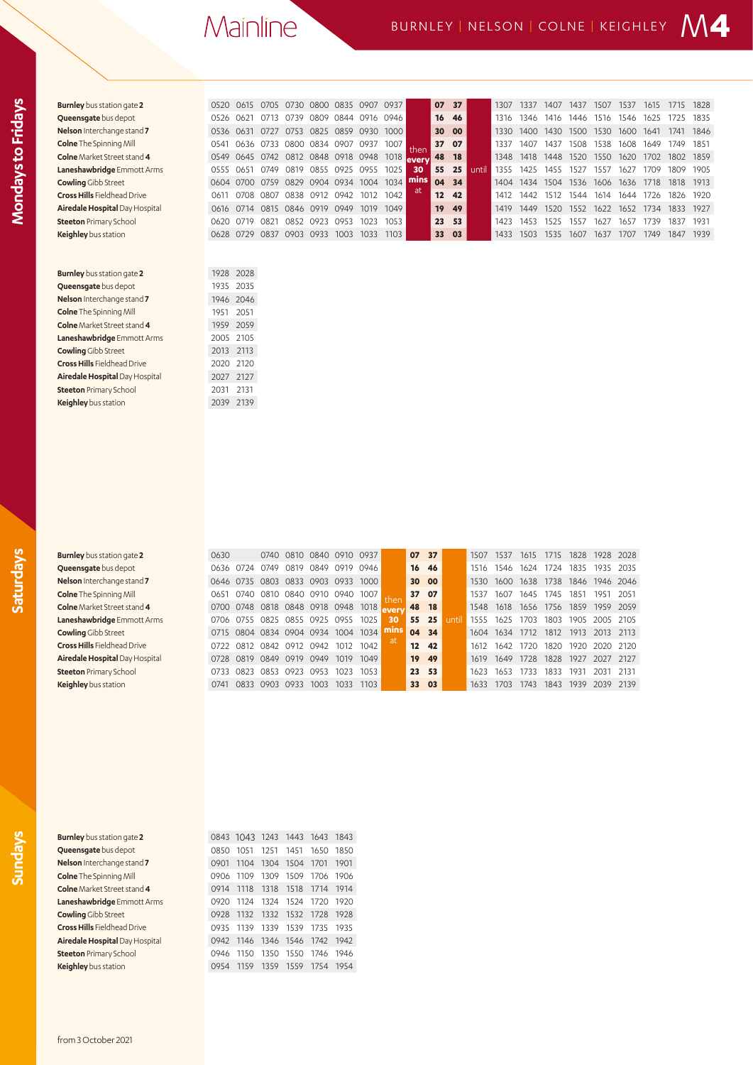# Mainline

BURNLEY | NELSON | COLNE | KEIGHLEY M4

## Mondays to Fridays

| Stop | | | | | | | | | | | | | | | | | | | | | |
|---|---|---|---|---|---|---|---|---|---|---|---|---|---|---|---|---|---|---|---|---|---|
| **Burnley** bus station gate **2** | 0520 | 0615 | 0705 | 0730 | 0800 | 0835 | 0907 | 0937 | then every 30 mins at | 07 | 37 | until | 1307 | 1337 | 1407 | 1437 | 1507 | 1537 | 1615 | 1715 | 1828 |
| **Queensgate** bus depot | 0526 | 0621 | 0713 | 0739 | 0809 | 0844 | 0916 | 0946 | | 16 | 46 | | 1316 | 1346 | 1416 | 1446 | 1516 | 1546 | 1625 | 1725 | 1835 |
| **Nelson** Interchange stand **7** | 0536 | 0631 | 0727 | 0753 | 0825 | 0859 | 0930 | 1000 | | 30 | 00 | | 1330 | 1400 | 1430 | 1500 | 1530 | 1600 | 1641 | 1741 | 1846 |
| **Colne** The Spinning Mill | 0541 | 0636 | 0733 | 0800 | 0834 | 0907 | 0937 | 1007 | | 37 | 07 | | 1337 | 1407 | 1437 | 1508 | 1538 | 1608 | 1649 | 1749 | 1851 |
| **Colne** Market Street stand **4** | 0549 | 0645 | 0742 | 0812 | 0848 | 0918 | 0948 | 1018 | | 48 | 18 | | 1348 | 1418 | 1448 | 1520 | 1550 | 1620 | 1702 | 1802 | 1859 |
| **Laneshawbridge** Emmott Arms | 0555 | 0651 | 0749 | 0819 | 0855 | 0925 | 0955 | 1025 | | 55 | 25 | | 1355 | 1425 | 1455 | 1527 | 1557 | 1627 | 1709 | 1809 | 1905 |
| **Cowling** Gibb Street | 0604 | 0700 | 0759 | 0829 | 0904 | 0934 | 1004 | 1034 | | 04 | 34 | | 1404 | 1434 | 1504 | 1536 | 1606 | 1636 | 1718 | 1818 | 1913 |
| **Cross Hills** Fieldhead Drive | 0611 | 0708 | 0807 | 0838 | 0912 | 0942 | 1012 | 1042 | | 12 | 42 | | 1412 | 1442 | 1512 | 1544 | 1614 | 1644 | 1726 | 1826 | 1920 |
| **Airedale Hospital** Day Hospital | 0616 | 0714 | 0815 | 0846 | 0919 | 0949 | 1019 | 1049 | | 19 | 49 | | 1419 | 1449 | 1520 | 1552 | 1622 | 1652 | 1734 | 1833 | 1927 |
| **Steeton** Primary School | 0620 | 0719 | 0821 | 0852 | 0923 | 0953 | 1023 | 1053 | | 23 | 53 | | 1423 | 1453 | 1525 | 1557 | 1627 | 1657 | 1739 | 1837 | 1931 |
| **Keighley** bus station | 0628 | 0729 | 0837 | 0903 | 0933 | 1003 | 1033 | 1103 | | 33 | 03 | | 1433 | 1503 | 1535 | 1607 | 1637 | 1707 | 1749 | 1847 | 1939 |

| Stop | | |
|---|---|---|
| **Burnley** bus station gate **2** | 1928 | 2028 |
| **Queensgate** bus depot | 1935 | 2035 |
| **Nelson** Interchange stand **7** | 1946 | 2046 |
| **Colne** The Spinning Mill | 1951 | 2051 |
| **Colne** Market Street stand **4** | 1959 | 2059 |
| **Laneshawbridge** Emmott Arms | 2005 | 2105 |
| **Cowling** Gibb Street | 2013 | 2113 |
| **Cross Hills** Fieldhead Drive | 2020 | 2120 |
| **Airedale Hospital** Day Hospital | 2027 | 2127 |
| **Steeton** Primary School | 2031 | 2131 |
| **Keighley** bus station | 2039 | 2139 |

## Saturdays

| Stop | | | | | | | | | | | | | | | | | | | |
|---|---|---|---|---|---|---|---|---|---|---|---|---|---|---|---|---|---|---|---|
| **Burnley** bus station gate **2** | 0630 | | 0740 | 0810 | 0840 | 0910 | 0937 | then every 30 mins at | 07 | 37 | until | 1507 | 1537 | 1615 | 1715 | 1828 | 1928 | 2028 |
| **Queensgate** bus depot | 0636 | 0724 | 0749 | 0819 | 0849 | 0919 | 0946 | | 16 | 46 | | 1516 | 1546 | 1624 | 1724 | 1835 | 1935 | 2035 |
| **Nelson** Interchange stand **7** | 0646 | 0735 | 0803 | 0833 | 0903 | 0933 | 1000 | | 30 | 00 | | 1530 | 1600 | 1638 | 1738 | 1846 | 1946 | 2046 |
| **Colne** The Spinning Mill | 0651 | 0740 | 0810 | 0840 | 0910 | 0940 | 1007 | | 37 | 07 | | 1537 | 1607 | 1645 | 1745 | 1851 | 1951 | 2051 |
| **Colne** Market Street stand **4** | 0700 | 0748 | 0818 | 0848 | 0918 | 0948 | 1018 | | 48 | 18 | | 1548 | 1618 | 1656 | 1756 | 1859 | 1959 | 2059 |
| **Laneshawbridge** Emmott Arms | 0706 | 0755 | 0825 | 0855 | 0925 | 0955 | 1025 | | 55 | 25 | | 1555 | 1625 | 1703 | 1803 | 1905 | 2005 | 2105 |
| **Cowling** Gibb Street | 0715 | 0804 | 0834 | 0904 | 0934 | 1004 | 1034 | | 04 | 34 | | 1604 | 1634 | 1712 | 1812 | 1913 | 2013 | 2113 |
| **Cross Hills** Fieldhead Drive | 0722 | 0812 | 0842 | 0912 | 0942 | 1012 | 1042 | | 12 | 42 | | 1612 | 1642 | 1720 | 1820 | 1920 | 2020 | 2120 |
| **Airedale Hospital** Day Hospital | 0728 | 0819 | 0849 | 0919 | 0949 | 1019 | 1049 | | 19 | 49 | | 1619 | 1649 | 1728 | 1828 | 1927 | 2027 | 2127 |
| **Steeton** Primary School | 0733 | 0823 | 0853 | 0923 | 0953 | 1023 | 1053 | | 23 | 53 | | 1623 | 1653 | 1733 | 1833 | 1931 | 2031 | 2131 |
| **Keighley** bus station | 0741 | 0833 | 0903 | 0933 | 1003 | 1033 | 1103 | | 33 | 03 | | 1633 | 1703 | 1743 | 1843 | 1939 | 2039 | 2139 |

## Sundays

| Stop | | | | | | |
|---|---|---|---|---|---|---|
| **Burnley** bus station gate **2** | 0843 | 1043 | 1243 | 1443 | 1643 | 1843 |
| **Queensgate** bus depot | 0850 | 1051 | 1251 | 1451 | 1650 | 1850 |
| **Nelson** Interchange stand **7** | 0901 | 1104 | 1304 | 1504 | 1701 | 1901 |
| **Colne** The Spinning Mill | 0906 | 1109 | 1309 | 1509 | 1706 | 1906 |
| **Colne** Market Street stand **4** | 0914 | 1118 | 1318 | 1518 | 1714 | 1914 |
| **Laneshawbridge** Emmott Arms | 0920 | 1124 | 1324 | 1524 | 1720 | 1920 |
| **Cowling** Gibb Street | 0928 | 1132 | 1332 | 1532 | 1728 | 1928 |
| **Cross Hills** Fieldhead Drive | 0935 | 1139 | 1339 | 1539 | 1735 | 1935 |
| **Airedale Hospital** Day Hospital | 0942 | 1146 | 1346 | 1546 | 1742 | 1942 |
| **Steeton** Primary School | 0946 | 1150 | 1350 | 1550 | 1746 | 1946 |
| **Keighley** bus station | 0954 | 1159 | 1359 | 1559 | 1754 | 1954 |

from 3 October 2021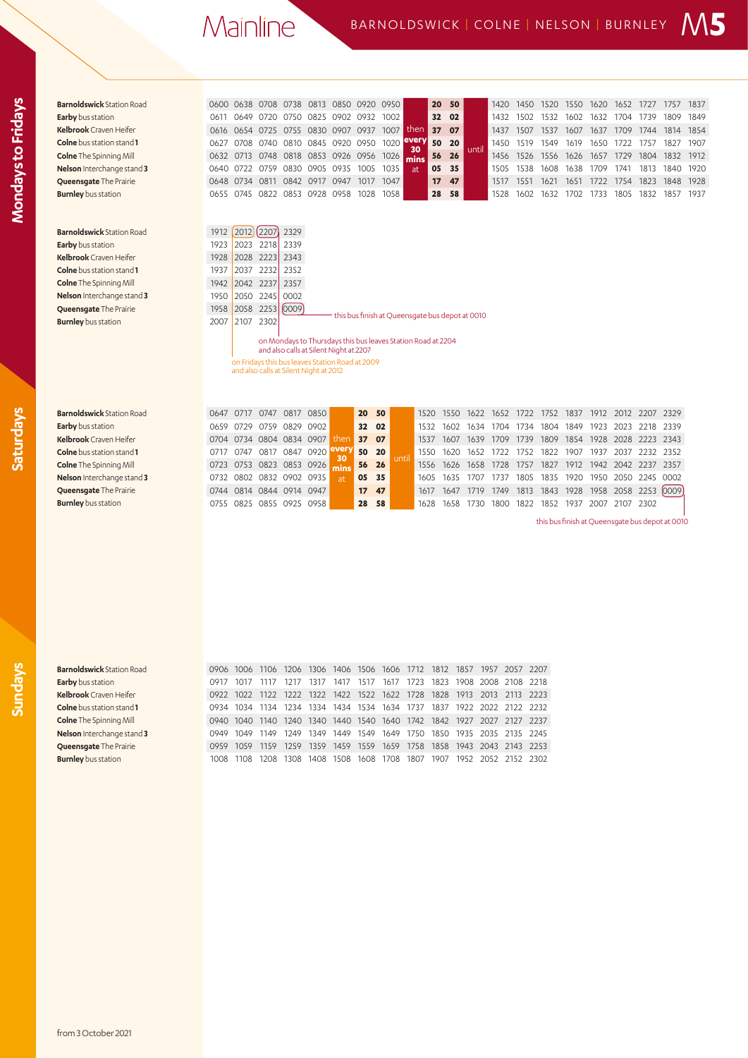# Mainline

## BARNOLDSWICK | COLNE | NELSON | BURNLEY M5

### Mondays to Fridays

| Stop | | | | | | | | | | | | | | | | | | | | | | |
|---|---|---|---|---|---|---|---|---|---|---|---|---|---|---|---|---|---|---|---|---|---|---|
| **Barnoldswick** Station Road | 0600 | 0638 | 0708 | 0738 | 0813 | 0850 | 0920 | 0950 | then every 30 mins at | 20 | 50 | until | 1420 | 1450 | 1520 | 1550 | 1620 | 1652 | 1727 | 1757 | 1837 |
| **Earby** bus station | 0611 | 0649 | 0720 | 0750 | 0825 | 0902 | 0932 | 1002 | | 32 | 02 | | 1432 | 1502 | 1532 | 1602 | 1632 | 1704 | 1739 | 1809 | 1849 |
| **Kelbrook** Craven Heifer | 0616 | 0654 | 0725 | 0755 | 0830 | 0907 | 0937 | 1007 | | 37 | 07 | | 1437 | 1507 | 1537 | 1607 | 1637 | 1709 | 1744 | 1814 | 1854 |
| **Colne** bus station stand **1** | 0627 | 0708 | 0740 | 0810 | 0845 | 0920 | 0950 | 1020 | | 50 | 20 | | 1450 | 1519 | 1549 | 1619 | 1650 | 1722 | 1757 | 1827 | 1907 |
| **Colne** The Spinning Mill | 0632 | 0713 | 0748 | 0818 | 0853 | 0926 | 0956 | 1026 | | 56 | 26 | | 1456 | 1526 | 1556 | 1626 | 1657 | 1729 | 1804 | 1832 | 1912 |
| **Nelson** Interchange stand **3** | 0640 | 0722 | 0759 | 0830 | 0905 | 0935 | 1005 | 1035 | | 05 | 35 | | 1505 | 1538 | 1608 | 1638 | 1709 | 1741 | 1813 | 1840 | 1920 |
| **Queensgate** The Prairie | 0648 | 0734 | 0811 | 0842 | 0917 | 0947 | 1017 | 1047 | | 17 | 47 | | 1517 | 1551 | 1621 | 1651 | 1722 | 1754 | 1823 | 1848 | 1928 |
| **Burnley** bus station | 0655 | 0745 | 0822 | 0853 | 0928 | 0958 | 1028 | 1058 | | 28 | 58 | | 1528 | 1602 | 1632 | 1702 | 1733 | 1805 | 1832 | 1857 | 1937 |

| Stop | | | | |
|---|---|---|---|---|
| **Barnoldswick** Station Road | 1912 | 2012 | 2207 | 2329 |
| **Earby** bus station | 1923 | 2023 | 2218 | 2339 |
| **Kelbrook** Craven Heifer | 1928 | 2028 | 2223 | 2343 |
| **Colne** bus station stand **1** | 1937 | 2037 | 2232 | 2352 |
| **Colne** The Spinning Mill | 1942 | 2042 | 2237 | 2357 |
| **Nelson** Interchange stand **3** | 1950 | 2050 | 2245 | 0002 |
| **Queensgate** The Prairie | 1958 | 2058 | 2253 | 0009 |
| **Burnley** bus station | 2007 | 2107 | 2302 | |

0009: this bus finish at Queensgate bus depot at 0010

2207: on Mondays to Thursdays this bus leaves Station Road at 2204 and also calls at Silent Night at 2207

2012: on Fridays this bus leaves Station Road at 2009 and also calls at Silent Night at 2012

### Saturdays

| Stop | | | | | | | | | | | | | | | | | | | | | | |
|---|---|---|---|---|---|---|---|---|---|---|---|---|---|---|---|---|---|---|---|---|---|---|
| **Barnoldswick** Station Road | 0647 | 0717 | 0747 | 0817 | 0850 | then every 30 mins at | 20 | 50 | until | 1520 | 1550 | 1622 | 1652 | 1722 | 1752 | 1837 | 1912 | 2012 | 2207 | 2329 |
| **Earby** bus station | 0659 | 0729 | 0759 | 0829 | 0902 | | 32 | 02 | | 1532 | 1602 | 1634 | 1704 | 1734 | 1804 | 1849 | 1923 | 2023 | 2218 | 2339 |
| **Kelbrook** Craven Heifer | 0704 | 0734 | 0804 | 0834 | 0907 | | 37 | 07 | | 1537 | 1607 | 1639 | 1709 | 1739 | 1809 | 1854 | 1928 | 2028 | 2223 | 2343 |
| **Colne** bus station stand **1** | 0717 | 0747 | 0817 | 0847 | 0920 | | 50 | 20 | | 1550 | 1620 | 1652 | 1722 | 1752 | 1822 | 1907 | 1937 | 2037 | 2232 | 2352 |
| **Colne** The Spinning Mill | 0723 | 0753 | 0823 | 0853 | 0926 | | 56 | 26 | | 1556 | 1626 | 1658 | 1728 | 1757 | 1827 | 1912 | 1942 | 2042 | 2237 | 2357 |
| **Nelson** Interchange stand **3** | 0732 | 0802 | 0832 | 0902 | 0935 | | 05 | 35 | | 1605 | 1635 | 1707 | 1737 | 1805 | 1835 | 1920 | 1950 | 2050 | 2245 | 0002 |
| **Queensgate** The Prairie | 0744 | 0814 | 0844 | 0914 | 0947 | | 17 | 47 | | 1617 | 1647 | 1719 | 1749 | 1813 | 1843 | 1928 | 1958 | 2058 | 2253 | 0009 |
| **Burnley** bus station | 0755 | 0825 | 0855 | 0925 | 0958 | | 28 | 58 | | 1628 | 1658 | 1730 | 1800 | 1822 | 1852 | 1937 | 2007 | 2107 | 2302 | |

0009: this bus finish at Queensgate bus depot at 0010

### Sundays

| Stop | | | | | | | | | | | | | | |
|---|---|---|---|---|---|---|---|---|---|---|---|---|---|---|
| **Barnoldswick** Station Road | 0906 | 1006 | 1106 | 1206 | 1306 | 1406 | 1506 | 1606 | 1712 | 1812 | 1857 | 1957 | 2057 | 2207 |
| **Earby** bus station | 0917 | 1017 | 1117 | 1217 | 1317 | 1417 | 1517 | 1617 | 1723 | 1823 | 1908 | 2008 | 2108 | 2218 |
| **Kelbrook** Craven Heifer | 0922 | 1022 | 1122 | 1222 | 1322 | 1422 | 1522 | 1622 | 1728 | 1828 | 1913 | 2013 | 2113 | 2223 |
| **Colne** bus station stand **1** | 0934 | 1034 | 1134 | 1234 | 1334 | 1434 | 1534 | 1634 | 1737 | 1837 | 1922 | 2022 | 2122 | 2232 |
| **Colne** The Spinning Mill | 0940 | 1040 | 1140 | 1240 | 1340 | 1440 | 1540 | 1640 | 1742 | 1842 | 1927 | 2027 | 2127 | 2237 |
| **Nelson** Interchange stand **3** | 0949 | 1049 | 1149 | 1249 | 1349 | 1449 | 1549 | 1649 | 1750 | 1850 | 1935 | 2035 | 2135 | 2245 |
| **Queensgate** The Prairie | 0959 | 1059 | 1159 | 1259 | 1359 | 1459 | 1559 | 1659 | 1758 | 1858 | 1943 | 2043 | 2143 | 2253 |
| **Burnley** bus station | 1008 | 1108 | 1208 | 1308 | 1408 | 1508 | 1608 | 1708 | 1807 | 1907 | 1952 | 2052 | 2152 | 2302 |

from 3 October 2021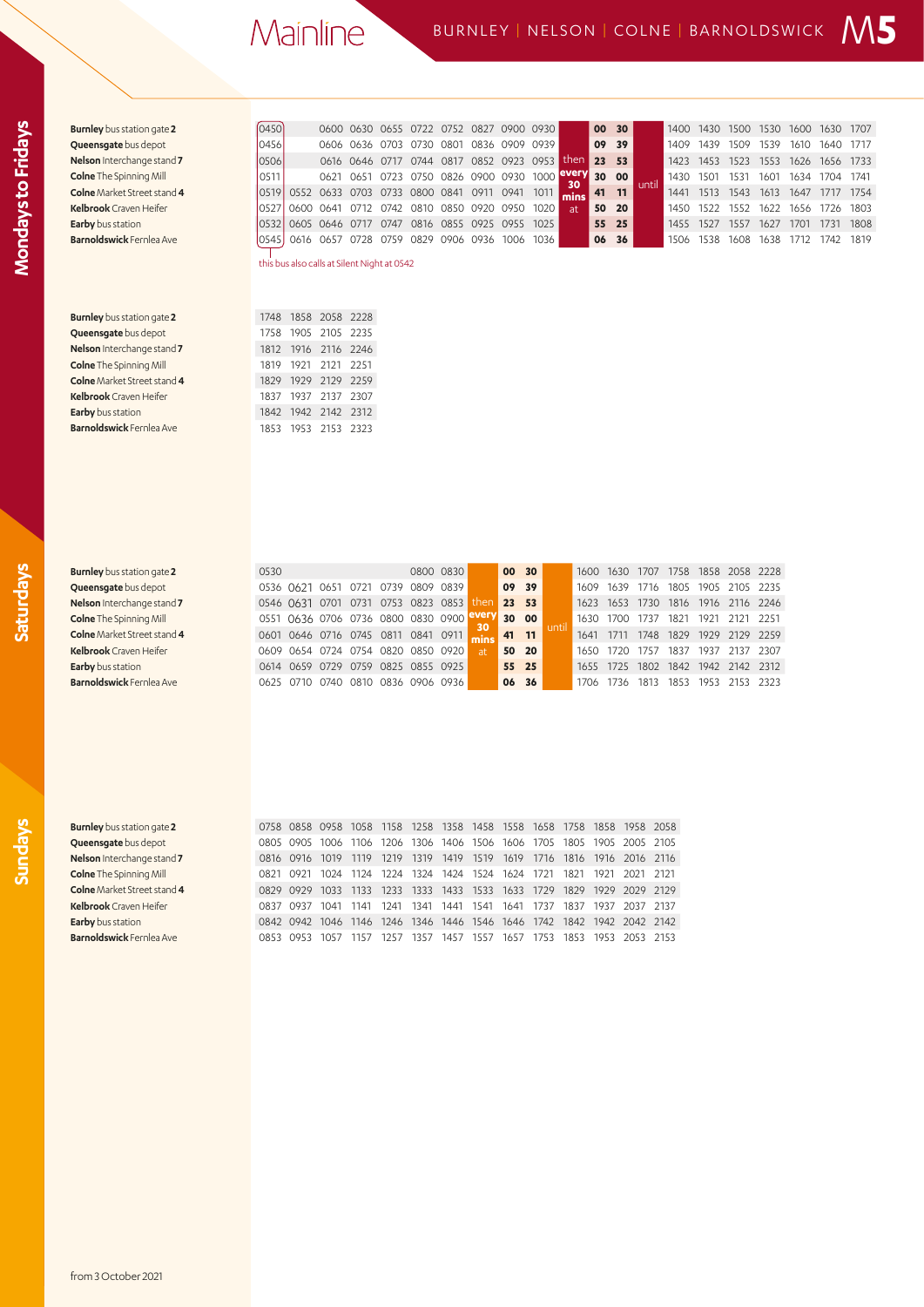# Mainline

## BURNLEY | NELSON | COLNE | BARNOLDSWICK M5

### Mondays to Fridays

| | | | | | | | | | | | | | | | | | | | | | | |
|---|---|---|---|---|---|---|---|---|---|---|---|---|---|---|---|---|---|---|---|---|---|---|
| **Burnley** bus station gate **2** | 0450 | | 0600 | 0630 | 0655 | 0722 | 0752 | 0827 | 0900 | 0930 | then every 30 mins at | 00 | 30 | until | 1400 | 1430 | 1500 | 1530 | 1600 | 1630 | 1707 |
| **Queensgate** bus depot | 0456 | | 0606 | 0636 | 0703 | 0730 | 0801 | 0836 | 0909 | 0939 | | 09 | 39 | | 1409 | 1439 | 1509 | 1539 | 1610 | 1640 | 1717 |
| **Nelson** Interchange stand **7** | 0506 | | 0616 | 0646 | 0717 | 0744 | 0817 | 0852 | 0923 | 0953 | | 23 | 53 | | 1423 | 1453 | 1523 | 1553 | 1626 | 1656 | 1733 |
| **Colne** The Spinning Mill | 0511 | | 0621 | 0651 | 0723 | 0750 | 0826 | 0900 | 0930 | 1000 | | 30 | 00 | | 1430 | 1501 | 1531 | 1601 | 1634 | 1704 | 1741 |
| **Colne** Market Street stand **4** | 0519 | 0552 | 0633 | 0703 | 0733 | 0800 | 0841 | 0911 | 0941 | 1011 | | 41 | 11 | | 1441 | 1513 | 1543 | 1613 | 1647 | 1717 | 1754 |
| **Kelbrook** Craven Heifer | 0527 | 0600 | 0641 | 0712 | 0742 | 0810 | 0850 | 0920 | 0950 | 1020 | | 50 | 20 | | 1450 | 1522 | 1552 | 1622 | 1656 | 1726 | 1803 |
| **Earby** bus station | 0532 | 0605 | 0646 | 0717 | 0747 | 0816 | 0855 | 0925 | 0955 | 1025 | | 55 | 25 | | 1455 | 1527 | 1557 | 1627 | 1701 | 1731 | 1808 |
| **Barnoldswick** Fernlea Ave | 0545 | 0616 | 0657 | 0728 | 0759 | 0829 | 0906 | 0936 | 1006 | 1036 | | 06 | 36 | | 1506 | 1538 | 1608 | 1638 | 1712 | 1742 | 1819 |

this bus also calls at Silent Night at 0542

| | | | | |
|---|---|---|---|---|
| **Burnley** bus station gate **2** | 1748 | 1858 | 2058 | 2228 |
| **Queensgate** bus depot | 1758 | 1905 | 2105 | 2235 |
| **Nelson** Interchange stand **7** | 1812 | 1916 | 2116 | 2246 |
| **Colne** The Spinning Mill | 1819 | 1921 | 2121 | 2251 |
| **Colne** Market Street stand **4** | 1829 | 1929 | 2129 | 2259 |
| **Kelbrook** Craven Heifer | 1837 | 1937 | 2137 | 2307 |
| **Earby** bus station | 1842 | 1942 | 2142 | 2312 |
| **Barnoldswick** Fernlea Ave | 1853 | 1953 | 2153 | 2323 |

### Saturdays

| | | | | | | | | | | | | | | | | | | | |
|---|---|---|---|---|---|---|---|---|---|---|---|---|---|---|---|---|---|---|---|
| **Burnley** bus station gate **2** | 0530 | | | | | 0800 | 0830 | then every 30 mins at | 00 | 30 | until | 1600 | 1630 | 1707 | 1758 | 1858 | 2058 | 2228 |
| **Queensgate** bus depot | 0536 | 0621 | 0651 | 0721 | 0739 | 0809 | 0839 | | 09 | 39 | | 1609 | 1639 | 1716 | 1805 | 1905 | 2105 | 2235 |
| **Nelson** Interchange stand **7** | 0546 | 0631 | 0701 | 0731 | 0753 | 0823 | 0853 | | 23 | 53 | | 1623 | 1653 | 1730 | 1816 | 1916 | 2116 | 2246 |
| **Colne** The Spinning Mill | 0551 | 0636 | 0706 | 0736 | 0800 | 0830 | 0900 | | 30 | 00 | | 1630 | 1700 | 1737 | 1821 | 1921 | 2121 | 2251 |
| **Colne** Market Street stand **4** | 0601 | 0646 | 0716 | 0745 | 0811 | 0841 | 0911 | | 41 | 11 | | 1641 | 1711 | 1748 | 1829 | 1929 | 2129 | 2259 |
| **Kelbrook** Craven Heifer | 0609 | 0654 | 0724 | 0754 | 0820 | 0850 | 0920 | | 50 | 20 | | 1650 | 1720 | 1757 | 1837 | 1937 | 2137 | 2307 |
| **Earby** bus station | 0614 | 0659 | 0729 | 0759 | 0825 | 0855 | 0925 | | 55 | 25 | | 1655 | 1725 | 1802 | 1842 | 1942 | 2142 | 2312 |
| **Barnoldswick** Fernlea Ave | 0625 | 0710 | 0740 | 0810 | 0836 | 0906 | 0936 | | 06 | 36 | | 1706 | 1736 | 1813 | 1853 | 1953 | 2153 | 2323 |

### Sundays

| | | | | | | | | | | | | | | |
|---|---|---|---|---|---|---|---|---|---|---|---|---|---|---|
| **Burnley** bus station gate **2** | 0758 | 0858 | 0958 | 1058 | 1158 | 1258 | 1358 | 1458 | 1558 | 1658 | 1758 | 1858 | 1958 | 2058 |
| **Queensgate** bus depot | 0805 | 0905 | 1006 | 1106 | 1206 | 1306 | 1406 | 1506 | 1606 | 1705 | 1805 | 1905 | 2005 | 2105 |
| **Nelson** Interchange stand **7** | 0816 | 0916 | 1019 | 1119 | 1219 | 1319 | 1419 | 1519 | 1619 | 1716 | 1816 | 1916 | 2016 | 2116 |
| **Colne** The Spinning Mill | 0821 | 0921 | 1024 | 1124 | 1224 | 1324 | 1424 | 1524 | 1624 | 1721 | 1821 | 1921 | 2021 | 2121 |
| **Colne** Market Street stand **4** | 0829 | 0929 | 1033 | 1133 | 1233 | 1333 | 1433 | 1533 | 1633 | 1729 | 1829 | 1929 | 2029 | 2129 |
| **Kelbrook** Craven Heifer | 0837 | 0937 | 1041 | 1141 | 1241 | 1341 | 1441 | 1541 | 1641 | 1737 | 1837 | 1937 | 2037 | 2137 |
| **Earby** bus station | 0842 | 0942 | 1046 | 1146 | 1246 | 1346 | 1446 | 1546 | 1646 | 1742 | 1842 | 1942 | 2042 | 2142 |
| **Barnoldswick** Fernlea Ave | 0853 | 0953 | 1057 | 1157 | 1257 | 1357 | 1457 | 1557 | 1657 | 1753 | 1853 | 1953 | 2053 | 2153 |

from 3 October 2021